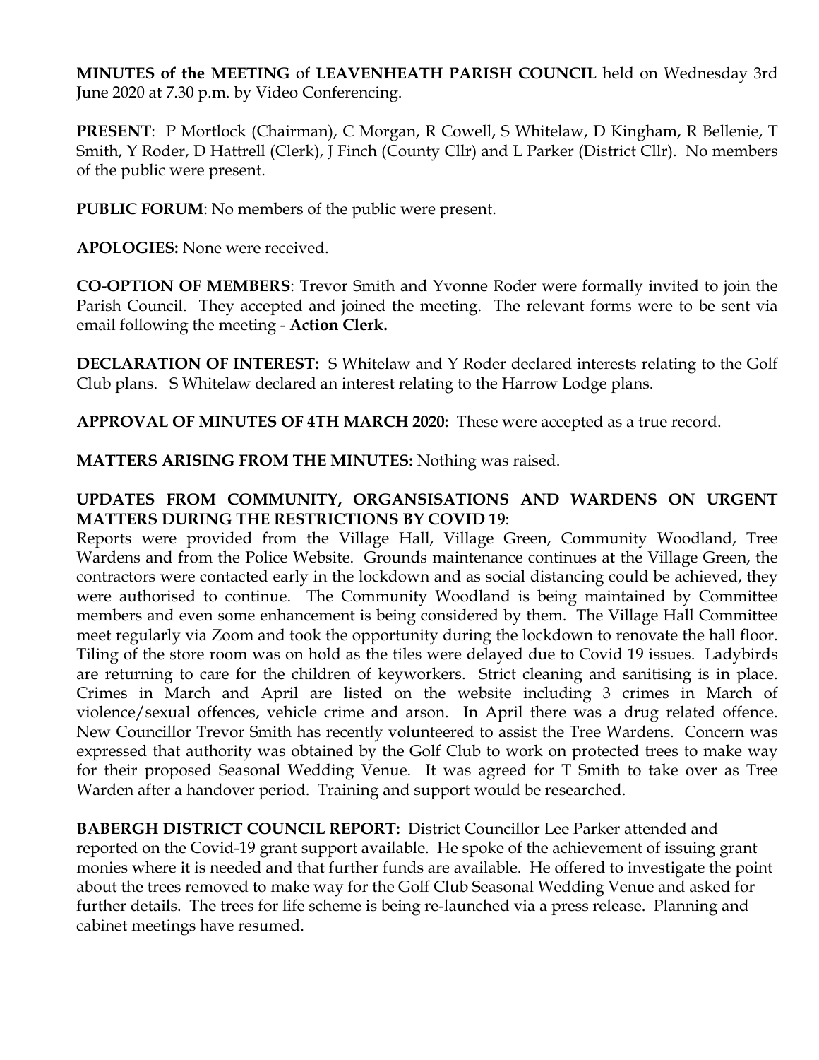**MINUTES of the MEETING** of **LEAVENHEATH PARISH COUNCIL** held on Wednesday 3rd June 2020 at 7.30 p.m. by Video Conferencing.

**PRESENT**: P Mortlock (Chairman), C Morgan, R Cowell, S Whitelaw, D Kingham, R Bellenie, T Smith, Y Roder, D Hattrell (Clerk), J Finch (County Cllr) and L Parker (District Cllr). No members of the public were present.

**PUBLIC FORUM**: No members of the public were present.

**APOLOGIES:** None were received.

**CO-OPTION OF MEMBERS**: Trevor Smith and Yvonne Roder were formally invited to join the Parish Council. They accepted and joined the meeting. The relevant forms were to be sent via email following the meeting - **Action Clerk.**

**DECLARATION OF INTEREST:** S Whitelaw and Y Roder declared interests relating to the Golf Club plans. S Whitelaw declared an interest relating to the Harrow Lodge plans.

**APPROVAL OF MINUTES OF 4TH MARCH 2020:** These were accepted as a true record.

**MATTERS ARISING FROM THE MINUTES:** Nothing was raised.

**UPDATES FROM COMMUNITY, ORGANSISATIONS AND WARDENS ON URGENT MATTERS DURING THE RESTRICTIONS BY COVID 19**:

Reports were provided from the Village Hall, Village Green, Community Woodland, Tree Wardens and from the Police Website. Grounds maintenance continues at the Village Green, the contractors were contacted early in the lockdown and as social distancing could be achieved, they were authorised to continue. The Community Woodland is being maintained by Committee members and even some enhancement is being considered by them. The Village Hall Committee meet regularly via Zoom and took the opportunity during the lockdown to renovate the hall floor. Tiling of the store room was on hold as the tiles were delayed due to Covid 19 issues. Ladybirds are returning to care for the children of keyworkers. Strict cleaning and sanitising is in place. Crimes in March and April are listed on the website including 3 crimes in March of violence/sexual offences, vehicle crime and arson. In April there was a drug related offence. New Councillor Trevor Smith has recently volunteered to assist the Tree Wardens. Concern was expressed that authority was obtained by the Golf Club to work on protected trees to make way for their proposed Seasonal Wedding Venue. It was agreed for T Smith to take over as Tree Warden after a handover period. Training and support would be researched.

**BABERGH DISTRICT COUNCIL REPORT:** District Councillor Lee Parker attended and reported on the Covid-19 grant support available. He spoke of the achievement of issuing grant monies where it is needed and that further funds are available. He offered to investigate the point about the trees removed to make way for the Golf Club Seasonal Wedding Venue and asked for further details. The trees for life scheme is being re-launched via a press release. Planning and cabinet meetings have resumed.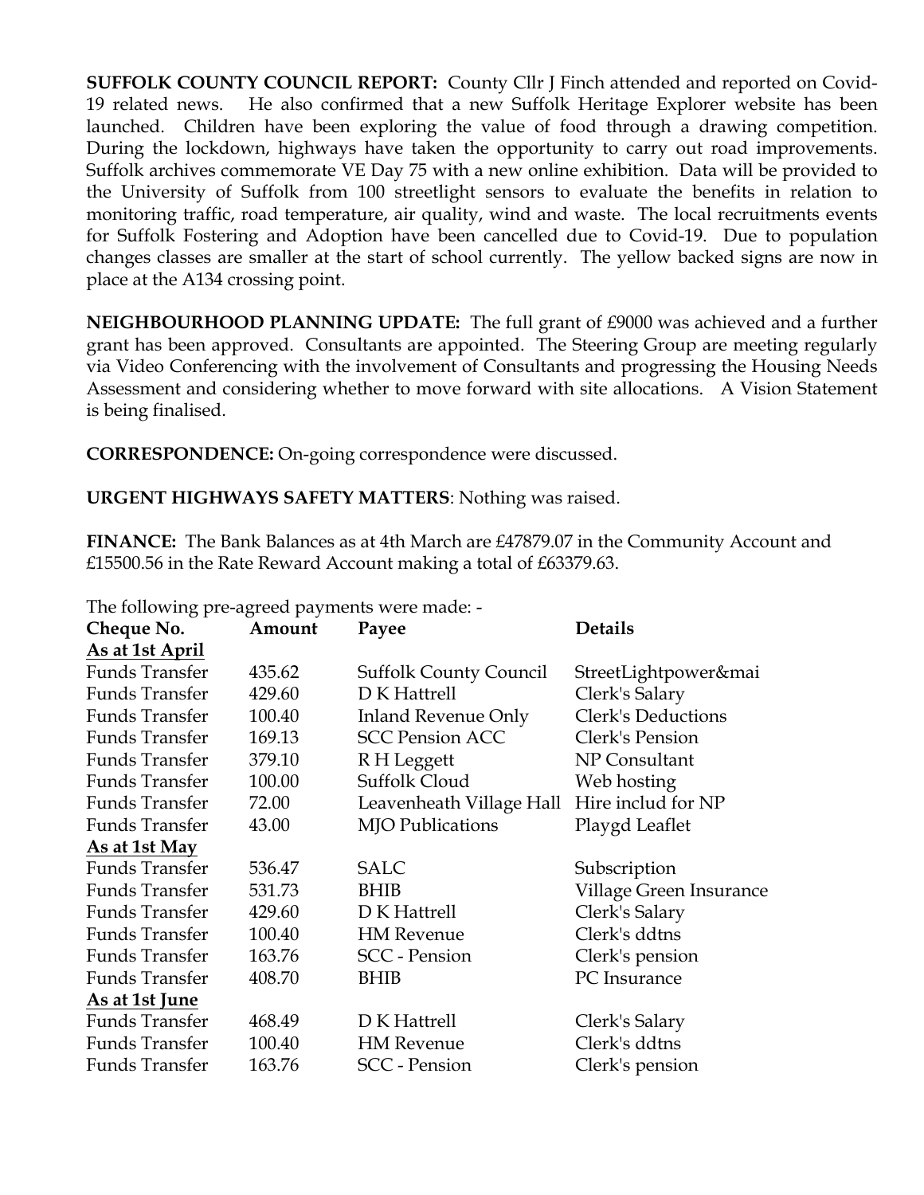**SUFFOLK COUNTY COUNCIL REPORT:** County Cllr J Finch attended and reported on Covid-19 related news. He also confirmed that a new Suffolk Heritage Explorer website has been launched. Children have been exploring the value of food through a drawing competition. During the lockdown, highways have taken the opportunity to carry out road improvements. Suffolk archives commemorate VE Day 75 with a new online exhibition. Data will be provided to the University of Suffolk from 100 streetlight sensors to evaluate the benefits in relation to monitoring traffic, road temperature, air quality, wind and waste. The local recruitments events for Suffolk Fostering and Adoption have been cancelled due to Covid-19. Due to population changes classes are smaller at the start of school currently. The yellow backed signs are now in place at the A134 crossing point.

**NEIGHBOURHOOD PLANNING UPDATE:** The full grant of £9000 was achieved and a further grant has been approved. Consultants are appointed. The Steering Group are meeting regularly via Video Conferencing with the involvement of Consultants and progressing the Housing Needs Assessment and considering whether to move forward with site allocations. A Vision Statement is being finalised.

**CORRESPONDENCE:** On-going correspondence were discussed.

**URGENT HIGHWAYS SAFETY MATTERS**: Nothing was raised.

**FINANCE:** The Bank Balances as at 4th March are £47879.07 in the Community Account and £15500.56 in the Rate Reward Account making a total of £63379.63.

The following pre-agreed payments were made: -

| Cheque No. | Amount | Payee | Details |
|---|---|---|---|
| **As at 1st April** | | | |
| Funds Transfer | 435.62 | Suffolk County Council | StreetLightpower&mai |
| Funds Transfer | 429.60 | D K Hattrell | Clerk's Salary |
| Funds Transfer | 100.40 | Inland Revenue Only | Clerk's Deductions |
| Funds Transfer | 169.13 | SCC Pension ACC | Clerk's Pension |
| Funds Transfer | 379.10 | R H Leggett | NP Consultant |
| Funds Transfer | 100.00 | Suffolk Cloud | Web hosting |
| Funds Transfer | 72.00 | Leavenheath Village Hall | Hire includ for NP |
| Funds Transfer | 43.00 | MJO Publications | Playgd Leaflet |
| **As at 1st May** | | | |
| Funds Transfer | 536.47 | SALC | Subscription |
| Funds Transfer | 531.73 | BHIB | Village Green Insurance |
| Funds Transfer | 429.60 | D K Hattrell | Clerk's Salary |
| Funds Transfer | 100.40 | HM Revenue | Clerk's ddtns |
| Funds Transfer | 163.76 | SCC - Pension | Clerk's pension |
| Funds Transfer | 408.70 | BHIB | PC Insurance |
| **As at 1st June** | | | |
| Funds Transfer | 468.49 | D K Hattrell | Clerk's Salary |
| Funds Transfer | 100.40 | HM Revenue | Clerk's ddtns |
| Funds Transfer | 163.76 | SCC - Pension | Clerk's pension |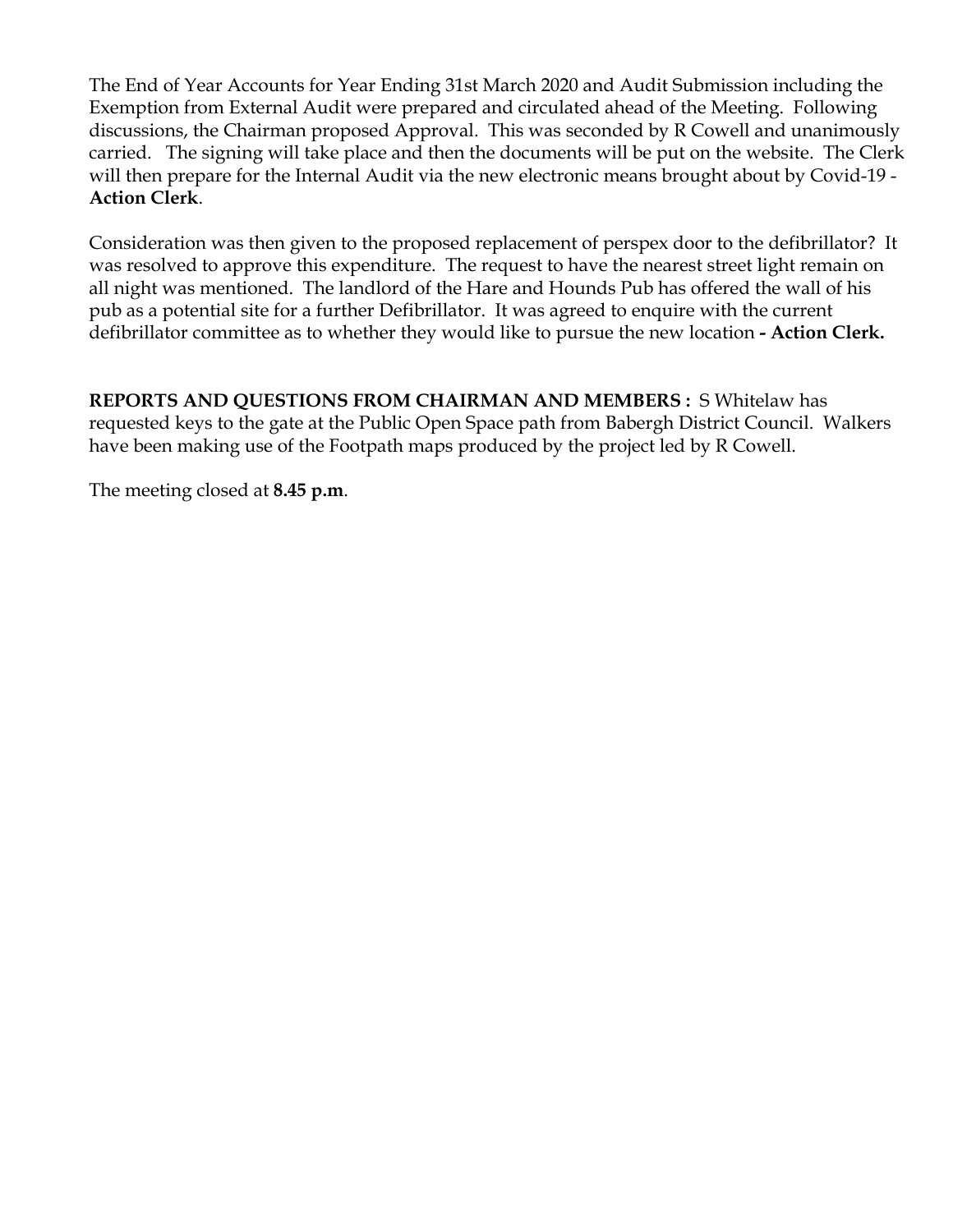The End of Year Accounts for Year Ending 31st March 2020 and Audit Submission including the Exemption from External Audit were prepared and circulated ahead of the Meeting. Following discussions, the Chairman proposed Approval. This was seconded by R Cowell and unanimously carried. The signing will take place and then the documents will be put on the website. The Clerk will then prepare for the Internal Audit via the new electronic means brought about by Covid-19 - **Action Clerk**.

Consideration was then given to the proposed replacement of perspex door to the defibrillator? It was resolved to approve this expenditure. The request to have the nearest street light remain on all night was mentioned. The landlord of the Hare and Hounds Pub has offered the wall of his pub as a potential site for a further Defibrillator. It was agreed to enquire with the current defibrillator committee as to whether they would like to pursue the new location **- Action Clerk.**

**REPORTS AND QUESTIONS FROM CHAIRMAN AND MEMBERS :** S Whitelaw has requested keys to the gate at the Public Open Space path from Babergh District Council. Walkers have been making use of the Footpath maps produced by the project led by R Cowell.

The meeting closed at **8.45 p.m**.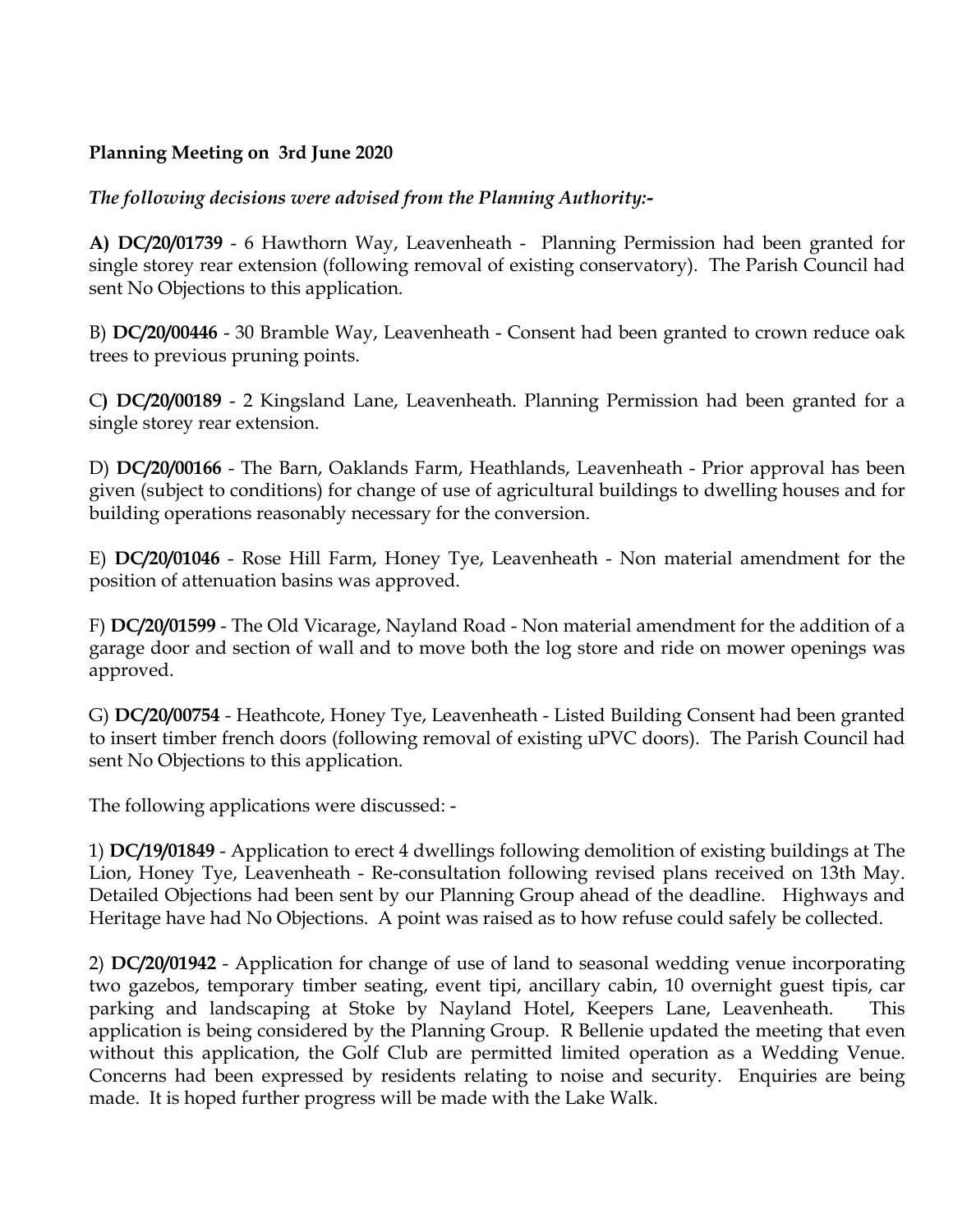**Planning Meeting on 3rd June 2020**

***The following decisions were advised from the Planning Authority:-***

**A) DC/20/01739** - 6 Hawthorn Way, Leavenheath - Planning Permission had been granted for single storey rear extension (following removal of existing conservatory). The Parish Council had sent No Objections to this application.

B) **DC/20/00446** - 30 Bramble Way, Leavenheath - Consent had been granted to crown reduce oak trees to previous pruning points.

C**) DC/20/00189** - 2 Kingsland Lane, Leavenheath. Planning Permission had been granted for a single storey rear extension.

D) **DC/20/00166** - The Barn, Oaklands Farm, Heathlands, Leavenheath - Prior approval has been given (subject to conditions) for change of use of agricultural buildings to dwelling houses and for building operations reasonably necessary for the conversion.

E) **DC/20/01046** - Rose Hill Farm, Honey Tye, Leavenheath - Non material amendment for the position of attenuation basins was approved.

F) **DC/20/01599** - The Old Vicarage, Nayland Road - Non material amendment for the addition of a garage door and section of wall and to move both the log store and ride on mower openings was approved.

G) **DC/20/00754** - Heathcote, Honey Tye, Leavenheath - Listed Building Consent had been granted to insert timber french doors (following removal of existing uPVC doors). The Parish Council had sent No Objections to this application.

The following applications were discussed: -

1) **DC/19/01849** - Application to erect 4 dwellings following demolition of existing buildings at The Lion, Honey Tye, Leavenheath - Re-consultation following revised plans received on 13th May. Detailed Objections had been sent by our Planning Group ahead of the deadline. Highways and Heritage have had No Objections. A point was raised as to how refuse could safely be collected.

2) **DC/20/01942** - Application for change of use of land to seasonal wedding venue incorporating two gazebos, temporary timber seating, event tipi, ancillary cabin, 10 overnight guest tipis, car parking and landscaping at Stoke by Nayland Hotel, Keepers Lane, Leavenheath. This application is being considered by the Planning Group. R Bellenie updated the meeting that even without this application, the Golf Club are permitted limited operation as a Wedding Venue. Concerns had been expressed by residents relating to noise and security. Enquiries are being made. It is hoped further progress will be made with the Lake Walk.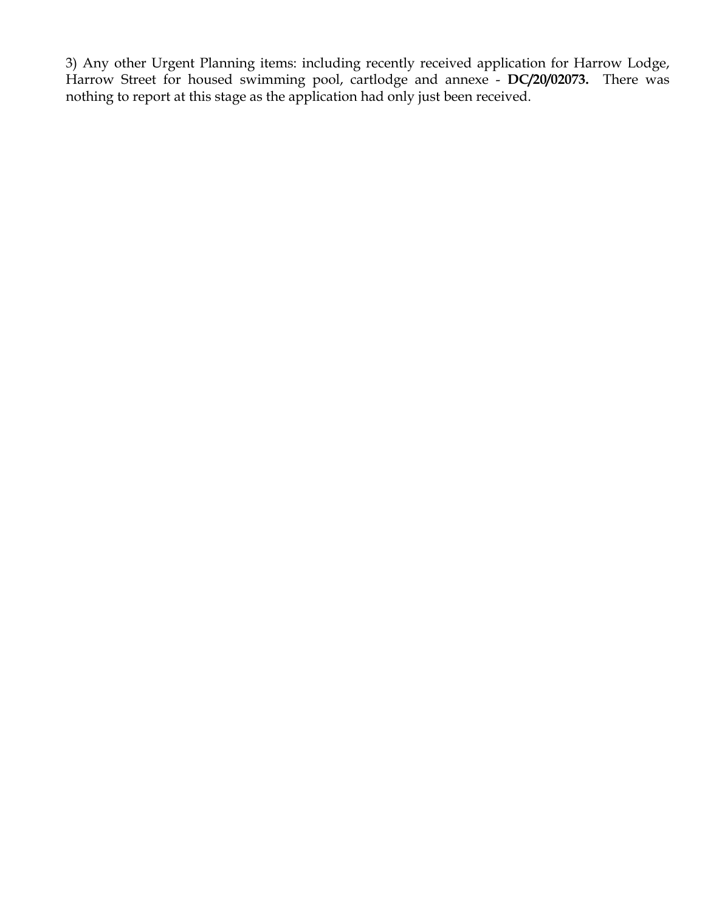3) Any other Urgent Planning items: including recently received application for Harrow Lodge, Harrow Street for housed swimming pool, cartlodge and annexe - **DC/20/02073.** There was nothing to report at this stage as the application had only just been received.